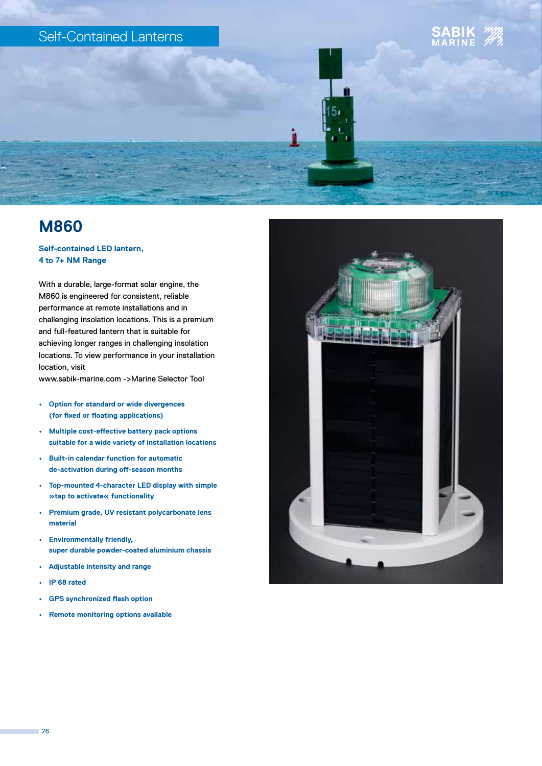Self-Contained Lanterns

# M860

**Self-contained LED lantern, 4 to 7+ NM Range**

With a durable, large-format solar engine, the M860 is engineered for consistent, reliable performance at remote installations and in challenging insolation locations. This is a premium and full-featured lantern that is suitable for achieving longer ranges in challenging insolation locations. To view performance in your installation location, visit www.sabik-marine.com ->Marine Selector Tool

- **Option for standard or wide divergences (for fixed or floating applications)**
- **Multiple cost-effective battery pack options suitable for a wide variety of installation locations**
- **Built-in calendar function for automatic de-activation during off-season months**
- **Top-mounted 4-character LED display with simple »tap to activate« functionality**
- **Premium grade, UV resistant polycarbonate lens material**
- **Environmentally friendly, super durable powder-coated aluminium chassis**
- **Adjustable intensity and range**
- **IP 68 rated**
- **GPS synchronized flash option**
- **Remote monitoring options available**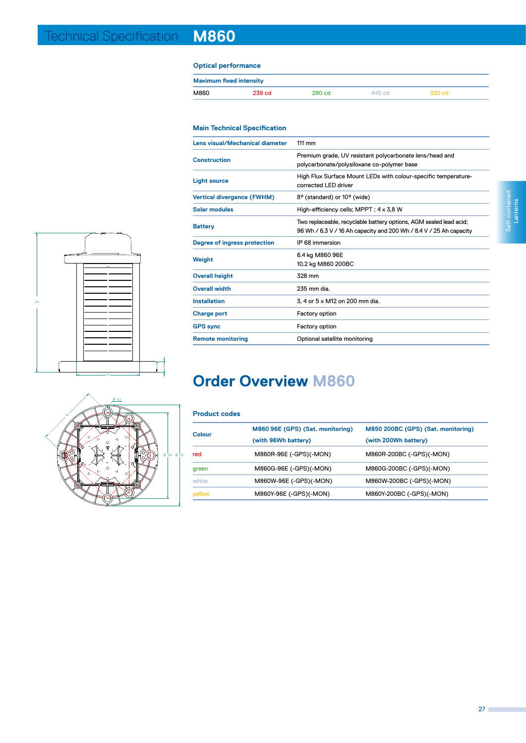# Technical Specification M860

## Optical performance

| Maximum fixed intensity | | | | |
|---|---|---|---|---|
| M860 | 239 cd | 290 cd | 445 cd | 320 cd |

## Main Technical Specification

| | |
|---|---|
| Lens visual/Mechanical diameter | 111 mm |
| Construction | Premium grade, UV resistant polycarbonate lens/head and polycarbonate/polysiloxane co-polymer base |
| Light source | High Flux Surface Mount LEDs with colour-specific temperature-corrected LED driver |
| Vertical divergence (FWHM) | 8º (standard) or 10º (wide) |
| Solar modules | High-efficiency cells; MPPT ; 4 x 3,8 W |
| Battery | Two replaceable, recyclable battery options, AGM sealed lead acid; 96 Wh / 6.3 V / 16 Ah capacity and 200 Wh / 8.4 V / 25 Ah capacity |
| Degree of ingress protection | IP 68 immersion |
| Weight | 6.4 kg M860 96E<br>10.2 kg M860 200BC |
| Overall height | 328 mm |
| Overall width | 235 mm dia. |
| Installation | 3, 4 or 5 x M12 on 200 mm dia. |
| Charge port | Factory option |
| GPS sync | Factory option |
| Remote monitoring | Optional satellite monitoring |

# Order Overview M860

## Product codes

| Colour | M860 96E (GPS) (Sat. monitoring) (with 96Wh battery) | M850 200BC (GPS) (Sat. monitoring) (with 200Wh battery) |
|---|---|---|
| red | M860R-96E (-GPS)(-MON) | M860R-200BC (-GPS)(-MON) |
| green | M860G-96E (-GPS)(-MON) | M860G-200BC (-GPS)(-MON) |
| white | M860W-96E (-GPS)(-MON) | M860W-200BC (-GPS)(-MON) |
| yellow | M860Y-96E (-GPS)(-MON) | M860Y-200BC (-GPS)(-MON) |